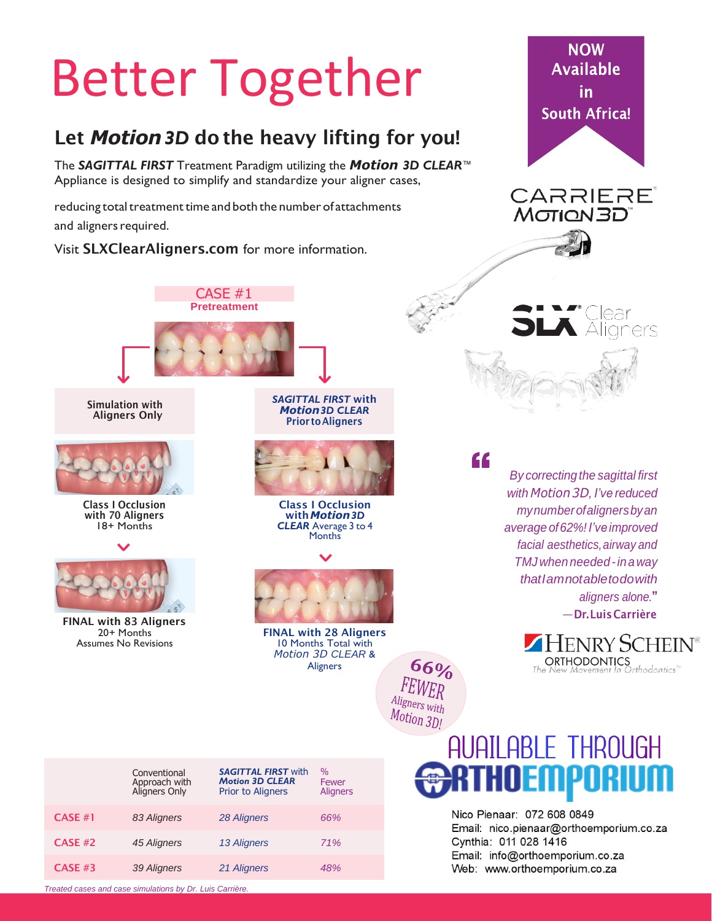# Better Together

## Let *Motion 3D* do the heavy lifting for you!

The ***SAGITTAL FIRST*** Treatment Paradigm utilizing the ***Motion 3D CLEAR***™ Appliance is designed to simplify and standardize your aligner cases, reducing total treatment time and both the number of attachments and aligners required.

Visit **SLXClearAligners.com** for more information.

**NOW Available in South Africa!**

CARRIERE MOTION 3D

SLX Clear Aligners

CASE #1
**Pretreatment**

**Simulation with Aligners Only**

**Class I Occlusion with 70 Aligners**
18+ Months

**FINAL with 83 Aligners**
20+ Months
Assumes No Revisions

***SAGITTAL FIRST* with *Motion 3D CLEAR* Prior to Aligners**

**Class I Occlusion with *Motion 3D CLEAR*** Average 3 to 4 Months

**FINAL with 28 Aligners**
10 Months Total with *Motion 3D CLEAR* & Aligners

66% FEWER Aligners with Motion 3D!

> *By correcting the sagittal first with Motion 3D, I've reduced my number of aligners by an average of 62%! I've improved facial aesthetics, airway and TMJ when needed - in a way that I am not able to do with aligners alone.*"
> —**Dr. Luis Carrière**

HENRY SCHEIN® ORTHODONTICS
The New Movement In Orthodontics™

| | Conventional Approach with Aligners Only | ***SAGITTAL FIRST* with *Motion 3D CLEAR*** Prior to Aligners | % Fewer Aligners |
|---|---|---|---|
| CASE #1 | *83 Aligners* | *28 Aligners* | *66%* |
| CASE #2 | *45 Aligners* | *13 Aligners* | *71%* |
| CASE #3 | *39 Aligners* | *21 Aligners* | *48%* |

*Treated cases and case simulations by Dr. Luis Carrière.*

AVAILABLE THROUGH ORTHOEMPORIUM

Nico Pienaar: 072 608 0849
Email: nico.pienaar@orthoemporium.co.za
Cynthia: 011 028 1416
Email: info@orthoemporium.co.za
Web: www.orthoemporium.co.za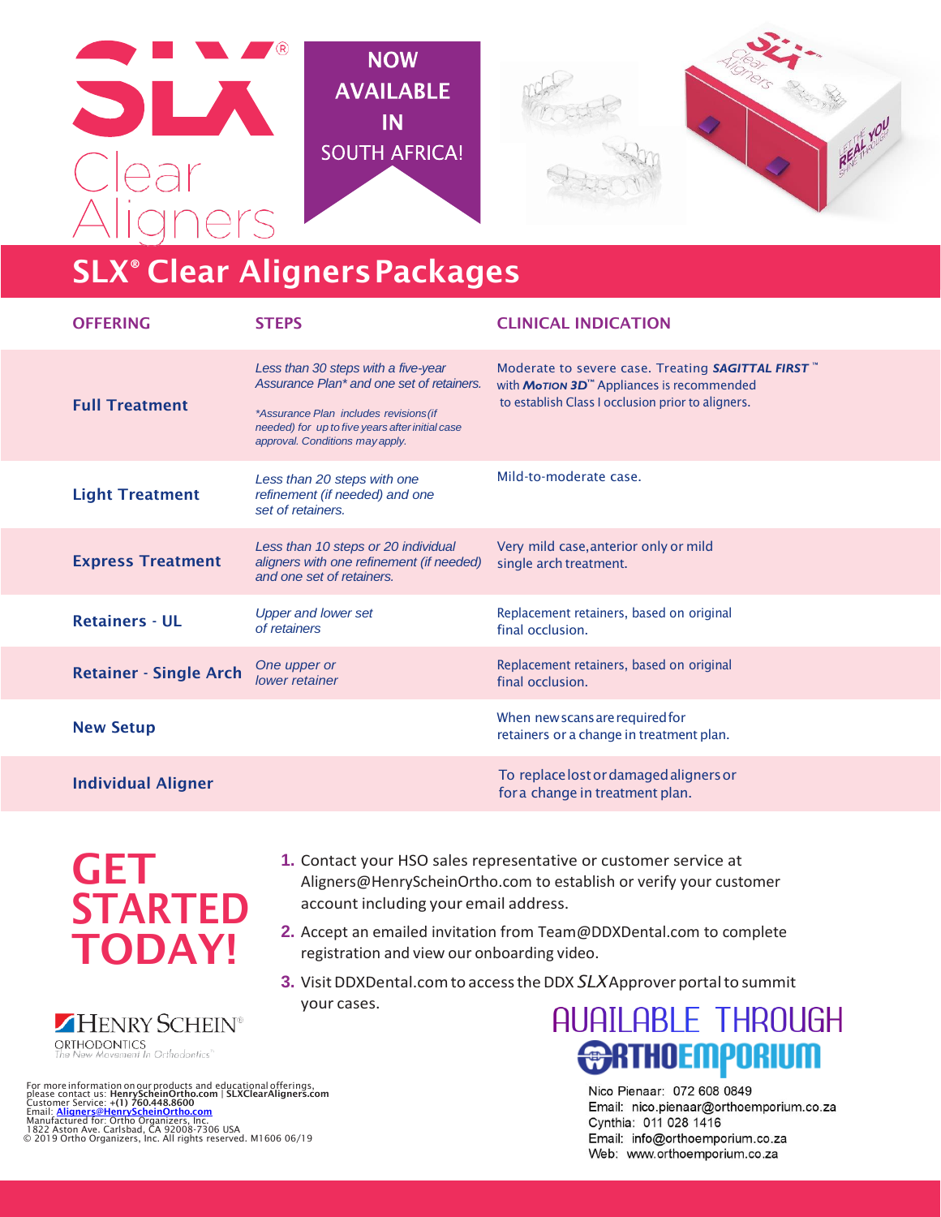# SLX® Clear Aligners

NOW AVAILABLE IN SOUTH AFRICA!

## SLX® Clear Aligners Packages

| OFFERING | STEPS | CLINICAL INDICATION |
|---|---|---|
| **Full Treatment** | *Less than 30 steps with a five-year Assurance Plan\* and one set of retainers.* *\*Assurance Plan includes revisions (if needed) for up to five years after initial case approval. Conditions may apply.* | Moderate to severe case. Treating ***SAGITTAL FIRST***™ with ***MOTION 3D***™ Appliances is recommended to establish Class I occlusion prior to aligners. |
| **Light Treatment** | *Less than 20 steps with one refinement (if needed) and one set of retainers.* | Mild-to-moderate case. |
| **Express Treatment** | *Less than 10 steps or 20 individual aligners with one refinement (if needed) and one set of retainers.* | Very mild case, anterior only or mild single arch treatment. |
| **Retainers - UL** | *Upper and lower set of retainers* | Replacement retainers, based on original final occlusion. |
| **Retainer - Single Arch** | *One upper or lower retainer* | Replacement retainers, based on original final occlusion. |
| **New Setup** | | When new scans are required for retainers or a change in treatment plan. |
| **Individual Aligner** | | To replace lost or damaged aligners or for a change in treatment plan. |

## GET STARTED TODAY!

1. Contact your HSO sales representative or customer service at Aligners@HenryScheinOrtho.com to establish or verify your customer account including your email address.
2. Accept an emailed invitation from Team@DDXDental.com to complete registration and view our onboarding video.
3. Visit DDXDental.com to access the DDX *SLX* Approver portal to summit your cases.

HENRY SCHEIN® ORTHODONTICS
The New Movement In Orthodontics™

For more information on our products and educational offerings, please contact us: **HenrySchein Ortho.com** | **SLXClearAligners.com**
Customer Service: **+(1) 760.448.8600**
Email: **Aligners@HenryScheinOrtho.com**
Manufactured for: Ortho Organizers, Inc.
1822 Aston Ave. Carlsbad, CA 92008-7306 USA
© 2019 Ortho Organizers, Inc. All rights reserved. M1606 06/19

AVAILABLE THROUGH ORTHOEMPORIUM

Nico Pienaar: 072 608 0849
Email: nico.pienaar@orthoemporium.co.za
Cynthia: 011 028 1416
Email: info@orthoemporium.co.za
Web: www.orthoemporium.co.za